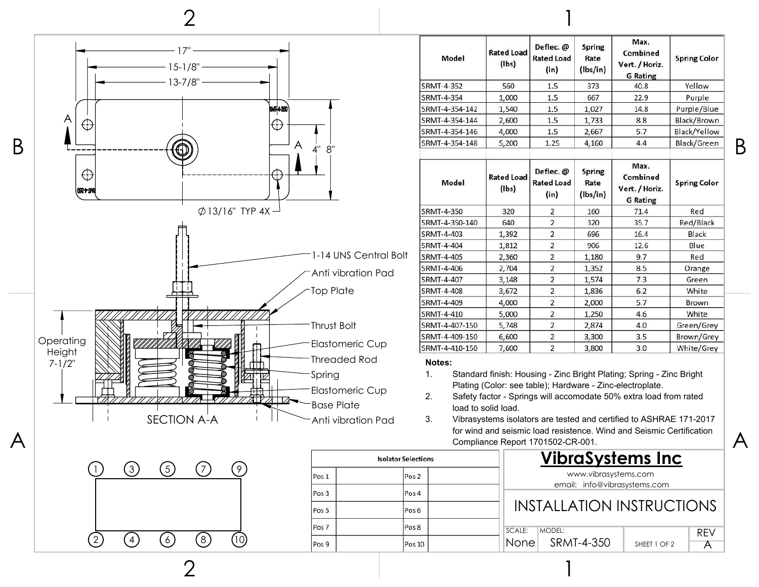| Model | Rated Load (lbs) | Deflec. @ Rated Load (in) | Spring Rate (lbs/in) | Max. Combined Vert. / Horiz. G Rating | Spring Color |
|---|---|---|---|---|---|
| SRMT-4-352 | 560 | 1.5 | 373 | 40.8 | Yellow |
| SRMT-4-354 | 1,000 | 1.5 | 667 | 22.9 | Purple |
| SRMT-4-354-142 | 1,540 | 1.5 | 1,027 | 14.8 | Purple/Blue |
| SRMT-4-354-144 | 2,600 | 1.5 | 1,733 | 8.8 | Black/Brown |
| SRMT-4-354-146 | 4,000 | 1.5 | 2,667 | 5.7 | Black/Yellow |
| SRMT-4-354-148 | 5,200 | 1.25 | 4,160 | 4.4 | Black/Green |

| Model | Rated Load (lbs) | Deflec. @ Rated Load (in) | Spring Rate (lbs/in) | Max. Combined Vert. / Horiz. G Rating | Spring Color |
|---|---|---|---|---|---|
| SRMT-4-350 | 320 | 2 | 160 | 71.4 | Red |
| SRMT-4-350-140 | 640 | 2 | 320 | 35.7 | Red/Black |
| SRMT-4-403 | 1,392 | 2 | 696 | 16.4 | Black |
| SRMT-4-404 | 1,812 | 2 | 906 | 12.6 | Blue |
| SRMT-4-405 | 2,360 | 2 | 1,180 | 9.7 | Red |
| SRMT-4-406 | 2,704 | 2 | 1,352 | 8.5 | Orange |
| SRMT-4-407 | 3,148 | 2 | 1,574 | 7.3 | Green |
| SRMT-4-408 | 3,672 | 2 | 1,836 | 6.2 | White |
| SRMT-4-409 | 4,000 | 2 | 2,000 | 5.7 | Brown |
| SRMT-4-410 | 5,000 | 2 | 1,250 | 4.6 | White |
| SRMT-4-407-150 | 5,748 | 2 | 2,874 | 4.0 | Green/Grey |
| SRMT-4-409-150 | 6,600 | 2 | 3,300 | 3.5 | Brown/Grey |
| SRMT-4-410-150 | 7,600 | 2 | 3,800 | 3.0 | White/Grey |

17"

15-1/8"

13-7/8"

4" 8"

Ø13/16" TYP 4X

SRMT-4-350

Operating Height 7-1/2"

- 1-14 UNS Central Bolt
- Anti vibration Pad
- Top Plate
- Thrust Bolt
- Elastomeric Cup
- Threaded Rod
- Spring
- Elastomeric Cup
- Base Plate
- Anti vibration Pad

SECTION A-A

**Notes:**

1. Standard finish: Housing - Zinc Bright Plating; Spring - Zinc Bright Plating (Color: see table); Hardware - Zinc-electroplate.
2. Safety factor - Springs will accomodate 50% extra load from rated load to solid load.
3. Vibrasystems isolators are tested and certified to ASHRAE 171-2017 for wind and seismic load resistence. Wind and Seismic Certification Compliance Report 1701502-CR-001.

1 3 5 7 9

2 4 6 8 10

| Isolator Selections | | | |
|---|---|---|---|
| Pos 1 | | Pos 2 | |
| Pos 3 | | Pos 4 | |
| Pos 5 | | Pos 6 | |
| Pos 7 | | Pos 8 | |
| Pos 9 | | Pos 10 | |

**VibraSystems Inc**

www.vibrasystems.com

email: info@vibrasystems.com

INSTALLATION INSTRUCTIONS

| SCALE: | MODEL: | | REV |
|---|---|---|---|
| None | SRMT-4-350 | SHEET 1 OF 2 | A |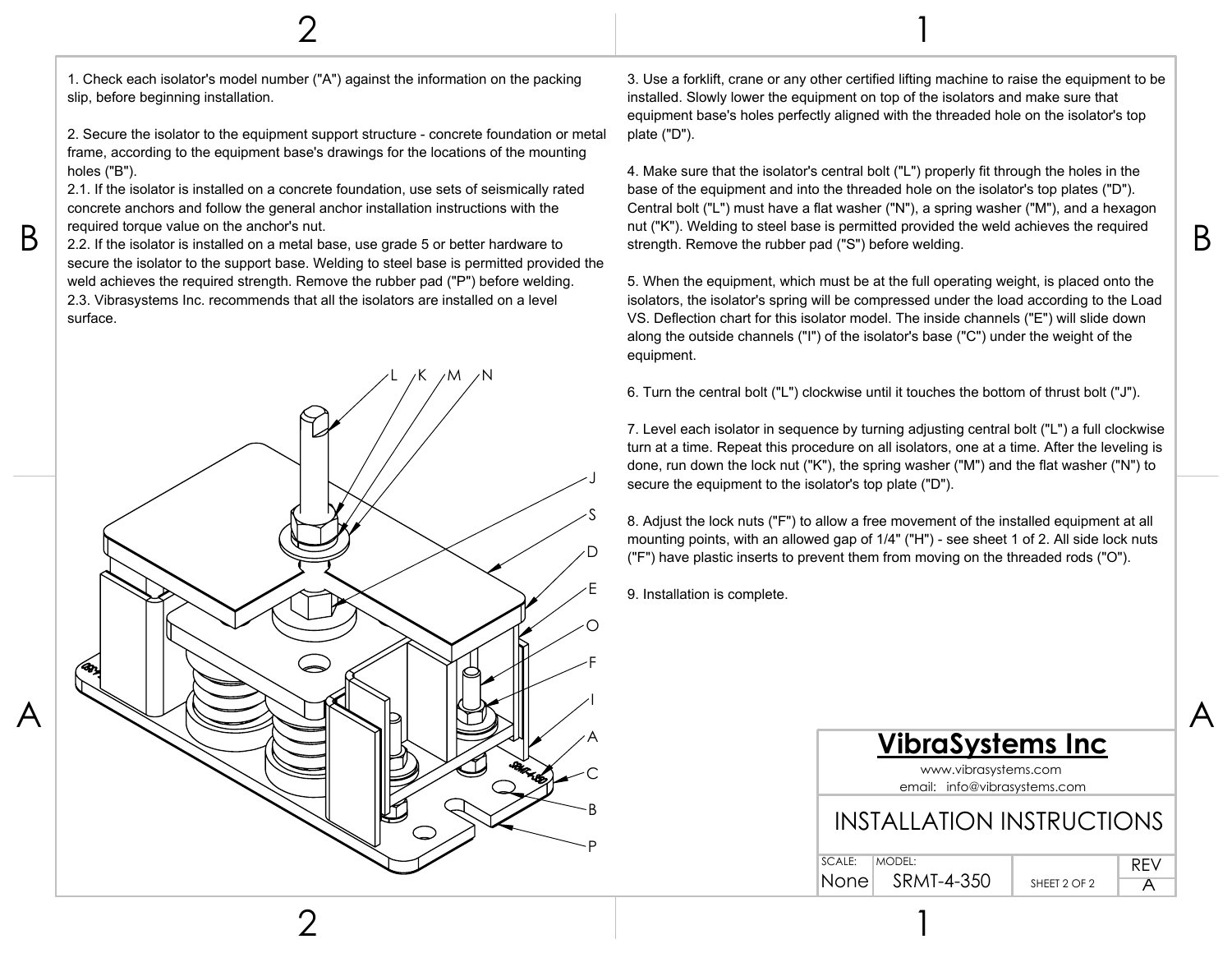1. Check each isolator's model number ("A") against the information on the packing slip, before beginning installation.

2. Secure the isolator to the equipment support structure - concrete foundation or metal frame, according to the equipment base's drawings for the locations of the mounting holes ("B").
2.1. If the isolator is installed on a concrete foundation, use sets of seismically rated concrete anchors and follow the general anchor installation instructions with the required torque value on the anchor's nut.
2.2. If the isolator is installed on a metal base, use grade 5 or better hardware to secure the isolator to the support base. Welding to steel base is permitted provided the weld achieves the required strength. Remove the rubber pad ("P") before welding.
2.3. Vibrasystems Inc. recommends that all the isolators are installed on a level surface.

L K M N J S D E O F I A C B P

3. Use a forklift, crane or any other certified lifting machine to raise the equipment to be installed. Slowly lower the equipment on top of the isolators and make sure that equipment base's holes perfectly aligned with the threaded hole on the isolator's top plate ("D").

4. Make sure that the isolator's central bolt ("L") properly fit through the holes in the base of the equipment and into the threaded hole on the isolator's top plates ("D"). Central bolt ("L") must have a flat washer ("N"), a spring washer ("M"), and a hexagon nut ("K"). Welding to steel base is permitted provided the weld achieves the required strength. Remove the rubber pad ("S") before welding.

5. When the equipment, which must be at the full operating weight, is placed onto the isolators, the isolator's spring will be compressed under the load according to the Load VS. Deflection chart for this isolator model. The inside channels ("E") will slide down along the outside channels ("I") of the isolator's base ("C") under the weight of the equipment.

6. Turn the central bolt ("L") clockwise until it touches the bottom of thrust bolt ("J").

7. Level each isolator in sequence by turning adjusting central bolt ("L") a full clockwise turn at a time. Repeat this procedure on all isolators, one at a time. After the leveling is done, run down the lock nut ("K"), the spring washer ("M") and the flat washer ("N") to secure the equipment to the isolator's top plate ("D").

8. Adjust the lock nuts ("F") to allow a free movement of the installed equipment at all mounting points, with an allowed gap of 1/4" ("H") - see sheet 1 of 2. All side lock nuts ("F") have plastic inserts to prevent them from moving on the threaded rods ("O").

9. Installation is complete.

**VibraSystems Inc**

www.vibrasystems.com
email: info@vibrasystems.com

INSTALLATION INSTRUCTIONS

| SCALE: | MODEL: | | REV |
|---|---|---|---|
| None | SRMT-4-350 | SHEET 2 OF 2 | A |